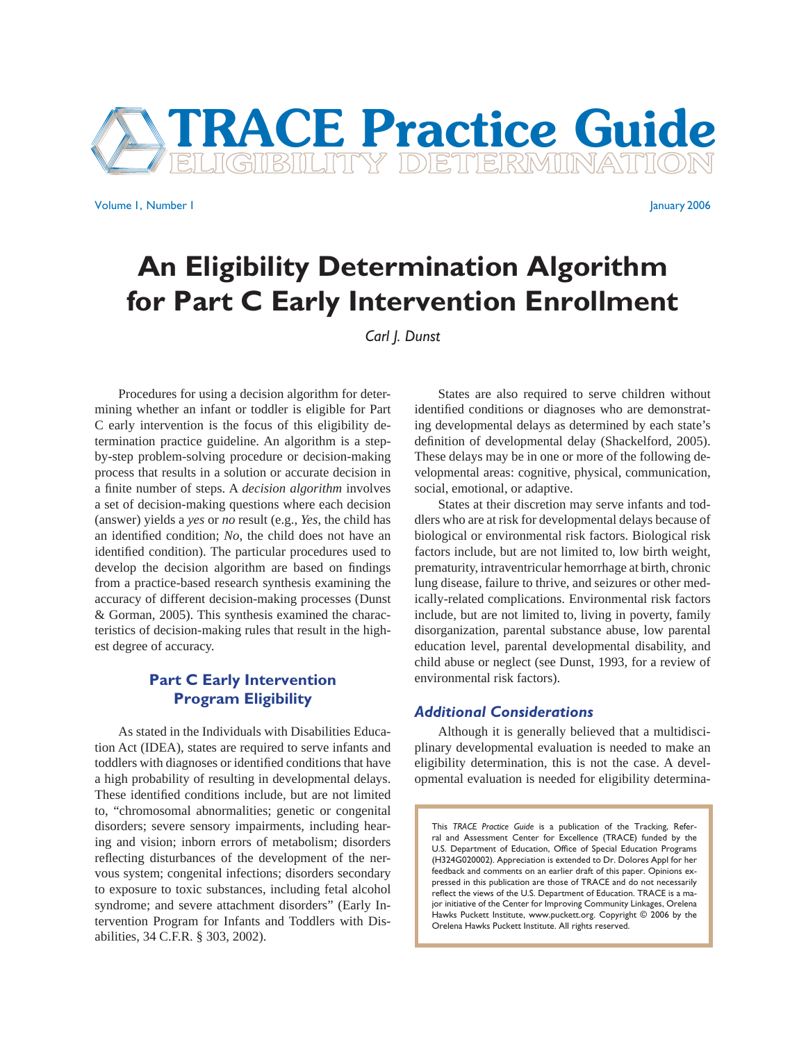# TRACE Practice Guide

ELIGIBILITY DETERMINATION

Volume 1, Number 1 — January 2006

# An Eligibility Determination Algorithm for Part C Early Intervention Enrollment

*Carl J. Dunst*

Procedures for using a decision algorithm for determining whether an infant or toddler is eligible for Part C early intervention is the focus of this eligibility determination practice guideline. An algorithm is a step-by-step problem-solving procedure or decision-making process that results in a solution or accurate decision in a finite number of steps. A *decision algorithm* involves a set of decision-making questions where each decision (answer) yields a *yes* or *no* result (e.g., *Yes*, the child has an identified condition; *No*, the child does not have an identified condition). The particular procedures used to develop the decision algorithm are based on findings from a practice-based research synthesis examining the accuracy of different decision-making processes (Dunst & Gorman, 2005). This synthesis examined the characteristics of decision-making rules that result in the highest degree of accuracy.

## Part C Early Intervention Program Eligibility

As stated in the Individuals with Disabilities Education Act (IDEA), states are required to serve infants and toddlers with diagnoses or identified conditions that have a high probability of resulting in developmental delays. These identified conditions include, but are not limited to, "chromosomal abnormalities; genetic or congenital disorders; severe sensory impairments, including hearing and vision; inborn errors of metabolism; disorders reflecting disturbances of the development of the nervous system; congenital infections; disorders secondary to exposure to toxic substances, including fetal alcohol syndrome; and severe attachment disorders" (Early Intervention Program for Infants and Toddlers with Disabilities, 34 C.F.R. § 303, 2002).

States are also required to serve children without identified conditions or diagnoses who are demonstrating developmental delays as determined by each state's definition of developmental delay (Shackelford, 2005). These delays may be in one or more of the following developmental areas: cognitive, physical, communication, social, emotional, or adaptive.

States at their discretion may serve infants and toddlers who are at risk for developmental delays because of biological or environmental risk factors. Biological risk factors include, but are not limited to, low birth weight, prematurity, intraventricular hemorrhage at birth, chronic lung disease, failure to thrive, and seizures or other medically-related complications. Environmental risk factors include, but are not limited to, living in poverty, family disorganization, parental substance abuse, low parental education level, parental developmental disability, and child abuse or neglect (see Dunst, 1993, for a review of environmental risk factors).

### *Additional Considerations*

Although it is generally believed that a multidisciplinary developmental evaluation is needed to make an eligibility determination, this is not the case. A developmental evaluation is needed for eligibility determina-

> This *TRACE Practice Guide* is a publication of the Tracking, Referral and Assessment Center for Excellence (TRACE) funded by the U.S. Department of Education, Office of Special Education Programs (H324G020002). Appreciation is extended to Dr. Dolores Appl for her feedback and comments on an earlier draft of this paper. Opinions expressed in this publication are those of TRACE and do not necessarily reflect the views of the U.S. Department of Education. TRACE is a major initiative of the Center for Improving Community Linkages, Orelena Hawks Puckett Institute, www.puckett.org. Copyright © 2006 by the Orelena Hawks Puckett Institute. All rights reserved.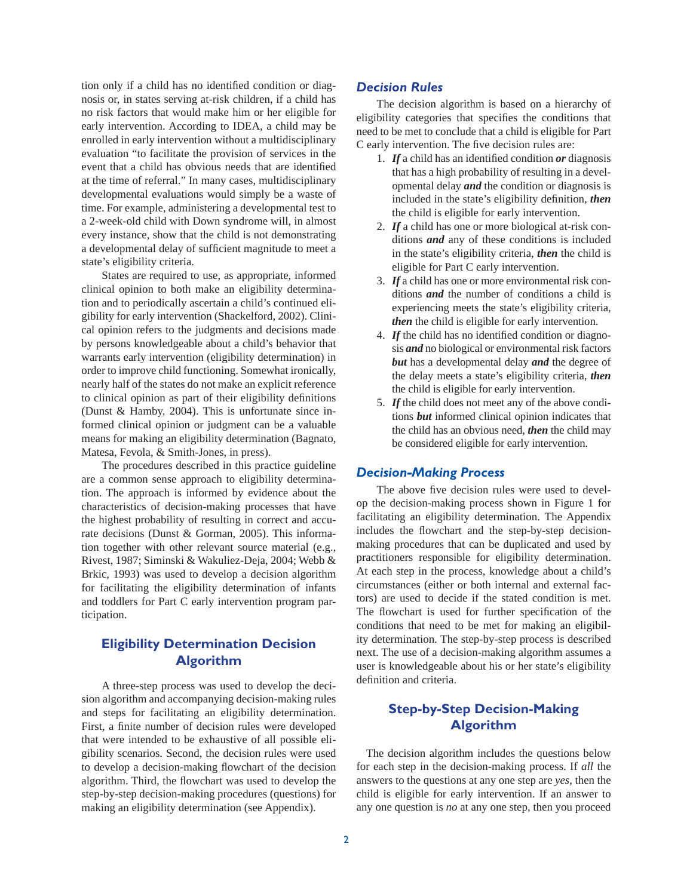tion only if a child has no identified condition or diagnosis or, in states serving at-risk children, if a child has no risk factors that would make him or her eligible for early intervention. According to IDEA, a child may be enrolled in early intervention without a multidisciplinary evaluation "to facilitate the provision of services in the event that a child has obvious needs that are identified at the time of referral." In many cases, multidisciplinary developmental evaluations would simply be a waste of time. For example, administering a developmental test to a 2-week-old child with Down syndrome will, in almost every instance, show that the child is not demonstrating a developmental delay of sufficient magnitude to meet a state's eligibility criteria.

States are required to use, as appropriate, informed clinical opinion to both make an eligibility determination and to periodically ascertain a child's continued eligibility for early intervention (Shackelford, 2002). Clinical opinion refers to the judgments and decisions made by persons knowledgeable about a child's behavior that warrants early intervention (eligibility determination) in order to improve child functioning. Somewhat ironically, nearly half of the states do not make an explicit reference to clinical opinion as part of their eligibility definitions (Dunst & Hamby, 2004). This is unfortunate since informed clinical opinion or judgment can be a valuable means for making an eligibility determination (Bagnato, Matesa, Fevola, & Smith-Jones, in press).

The procedures described in this practice guideline are a common sense approach to eligibility determination. The approach is informed by evidence about the characteristics of decision-making processes that have the highest probability of resulting in correct and accurate decisions (Dunst & Gorman, 2005). This information together with other relevant source material (e.g., Rivest, 1987; Siminski & Wakuliez-Deja, 2004; Webb & Brkic, 1993) was used to develop a decision algorithm for facilitating the eligibility determination of infants and toddlers for Part C early intervention program participation.

## Eligibility Determination Decision Algorithm

A three-step process was used to develop the decision algorithm and accompanying decision-making rules and steps for facilitating an eligibility determination. First, a finite number of decision rules were developed that were intended to be exhaustive of all possible eligibility scenarios. Second, the decision rules were used to develop a decision-making flowchart of the decision algorithm. Third, the flowchart was used to develop the step-by-step decision-making procedures (questions) for making an eligibility determination (see Appendix).

### *Decision Rules*

The decision algorithm is based on a hierarchy of eligibility categories that specifies the conditions that need to be met to conclude that a child is eligible for Part C early intervention. The five decision rules are:

1. ***If*** a child has an identified condition ***or*** diagnosis that has a high probability of resulting in a developmental delay ***and*** the condition or diagnosis is included in the state's eligibility definition, ***then*** the child is eligible for early intervention.
2. ***If*** a child has one or more biological at-risk conditions ***and*** any of these conditions is included in the state's eligibility criteria, ***then*** the child is eligible for Part C early intervention.
3. ***If*** a child has one or more environmental risk conditions ***and*** the number of conditions a child is experiencing meets the state's eligibility criteria, ***then*** the child is eligible for early intervention.
4. ***If*** the child has no identified condition or diagnosis ***and*** no biological or environmental risk factors ***but*** has a developmental delay ***and*** the degree of the delay meets a state's eligibility criteria, ***then*** the child is eligible for early intervention.
5. ***If*** the child does not meet any of the above conditions ***but*** informed clinical opinion indicates that the child has an obvious need, ***then*** the child may be considered eligible for early intervention.

### *Decision-Making Process*

The above five decision rules were used to develop the decision-making process shown in Figure 1 for facilitating an eligibility determination. The Appendix includes the flowchart and the step-by-step decision-making procedures that can be duplicated and used by practitioners responsible for eligibility determination. At each step in the process, knowledge about a child's circumstances (either or both internal and external factors) are used to decide if the stated condition is met. The flowchart is used for further specification of the conditions that need to be met for making an eligibility determination. The step-by-step process is described next. The use of a decision-making algorithm assumes a user is knowledgeable about his or her state's eligibility definition and criteria.

## Step-by-Step Decision-Making Algorithm

The decision algorithm includes the questions below for each step in the decision-making process. If *all* the answers to the questions at any one step are *yes*, then the child is eligible for early intervention. If an answer to any one question is *no* at any one step, then you proceed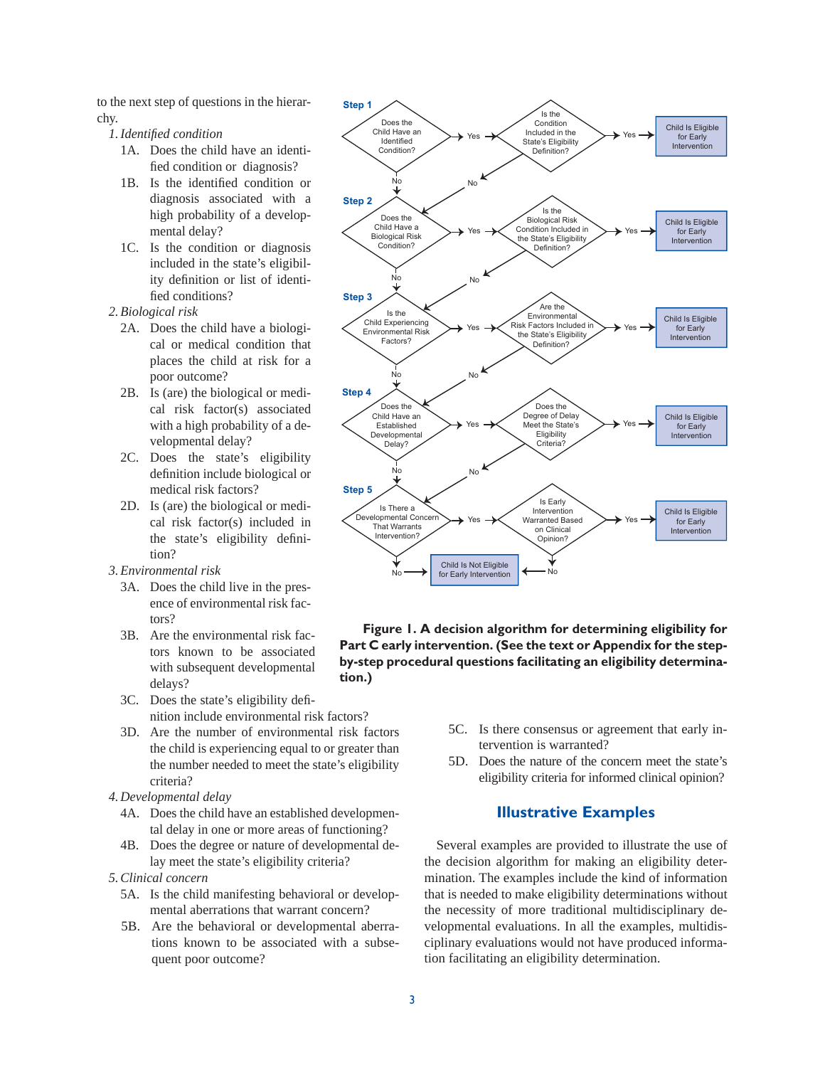to the next step of questions in the hierarchy.

1. *Identified condition*
   - 1A. Does the child have an identified condition or diagnosis?
   - 1B. Is the identified condition or diagnosis associated with a high probability of a developmental delay?
   - 1C. Is the condition or diagnosis included in the state's eligibility definition or list of identified conditions?
2. *Biological risk*
   - 2A. Does the child have a biological or medical condition that places the child at risk for a poor outcome?
   - 2B. Is (are) the biological or medical risk factor(s) associated with a high probability of a developmental delay?
   - 2C. Does the state's eligibility definition include biological or medical risk factors?
   - 2D. Is (are) the biological or medical risk factor(s) included in the state's eligibility definition?
3. *Environmental risk*
   - 3A. Does the child live in the presence of environmental risk factors?
   - 3B. Are the environmental risk factors known to be associated with subsequent developmental delays?
   - 3C. Does the state's eligibility definition include environmental risk factors?
   - 3D. Are the number of environmental risk factors the child is experiencing equal to or greater than the number needed to meet the state's eligibility criteria?
4. *Developmental delay*
   - 4A. Does the child have an established developmental delay in one or more areas of functioning?
   - 4B. Does the degree or nature of developmental delay meet the state's eligibility criteria?
5. *Clinical concern*
   - 5A. Is the child manifesting behavioral or developmental aberrations that warrant concern?
   - 5B. Are the behavioral or developmental aberrations known to be associated with a subsequent poor outcome?
   - 5C. Is there consensus or agreement that early intervention is warranted?
   - 5D. Does the nature of the concern meet the state's eligibility criteria for informed clinical opinion?

**Step 1**: Does the Child Have an Identified Condition? → Yes → Is the Condition Included in the State's Eligibility Definition? → Yes → Child Is Eligible for Early Intervention (No → Step 2)

**Step 2**: Does the Child Have a Biological Risk Condition? → Yes → Is the Biological Risk Condition Included in the State's Eligibility Definition? → Yes → Child Is Eligible for Early Intervention (No → Step 3)

**Step 3**: Is the Child Experiencing Environmental Risk Factors? → Yes → Are the Environmental Risk Factors Included in the State's Eligibility Definition? → Yes → Child Is Eligible for Early Intervention (No → Step 4)

**Step 4**: Does the Child Have an Established Developmental Delay? → Yes → Does the Degree of Delay Meet the State's Eligibility Criteria? → Yes → Child Is Eligible for Early Intervention (No → Step 5)

**Step 5**: Is There a Developmental Concern That Warrants Intervention? → Yes → Is Early Intervention Warranted Based on Clinical Opinion? → Yes → Child Is Eligible for Early Intervention (No → Child Is Not Eligible for Early Intervention)

**Figure 1. A decision algorithm for determining eligibility for Part C early intervention. (See the text or Appendix for the step-by-step procedural questions facilitating an eligibility determination.)**

## Illustrative Examples

Several examples are provided to illustrate the use of the decision algorithm for making an eligibility determination. The examples include the kind of information that is needed to make eligibility determinations without the necessity of more traditional multidisciplinary developmental evaluations. In all the examples, multidisciplinary evaluations would not have produced information facilitating an eligibility determination.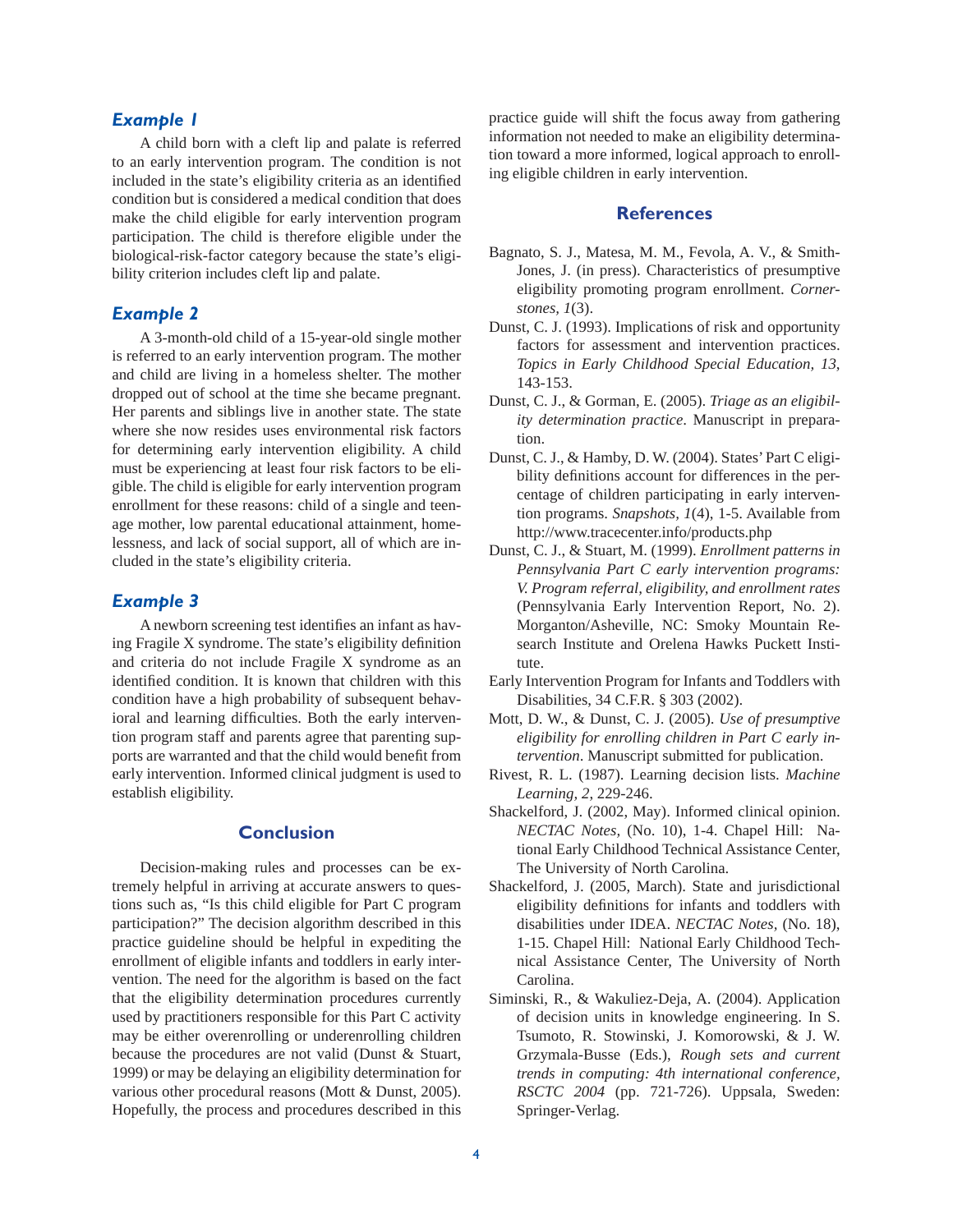### *Example 1*

A child born with a cleft lip and palate is referred to an early intervention program. The condition is not included in the state's eligibility criteria as an identified condition but is considered a medical condition that does make the child eligible for early intervention program participation. The child is therefore eligible under the biological-risk-factor category because the state's eligibility criterion includes cleft lip and palate.

### *Example 2*

A 3-month-old child of a 15-year-old single mother is referred to an early intervention program. The mother and child are living in a homeless shelter. The mother dropped out of school at the time she became pregnant. Her parents and siblings live in another state. The state where she now resides uses environmental risk factors for determining early intervention eligibility. A child must be experiencing at least four risk factors to be eligible. The child is eligible for early intervention program enrollment for these reasons: child of a single and teenage mother, low parental educational attainment, homelessness, and lack of social support, all of which are included in the state's eligibility criteria.

### *Example 3*

A newborn screening test identifies an infant as having Fragile X syndrome. The state's eligibility definition and criteria do not include Fragile X syndrome as an identified condition. It is known that children with this condition have a high probability of subsequent behavioral and learning difficulties. Both the early intervention program staff and parents agree that parenting supports are warranted and that the child would benefit from early intervention. Informed clinical judgment is used to establish eligibility.

## Conclusion

Decision-making rules and processes can be extremely helpful in arriving at accurate answers to questions such as, "Is this child eligible for Part C program participation?" The decision algorithm described in this practice guideline should be helpful in expediting the enrollment of eligible infants and toddlers in early intervention. The need for the algorithm is based on the fact that the eligibility determination procedures currently used by practitioners responsible for this Part C activity may be either overenrolling or underenrolling children because the procedures are not valid (Dunst & Stuart, 1999) or may be delaying an eligibility determination for various other procedural reasons (Mott & Dunst, 2005). Hopefully, the process and procedures described in this practice guide will shift the focus away from gathering information not needed to make an eligibility determination toward a more informed, logical approach to enrolling eligible children in early intervention.

## References

Bagnato, S. J., Matesa, M. M., Fevola, A. V., & Smith-Jones, J. (in press). Characteristics of presumptive eligibility promoting program enrollment. *Cornerstones, 1*(3).

Dunst, C. J. (1993). Implications of risk and opportunity factors for assessment and intervention practices. *Topics in Early Childhood Special Education, 13*, 143-153.

Dunst, C. J., & Gorman, E. (2005). *Triage as an eligibility determination practice*. Manuscript in preparation.

Dunst, C. J., & Hamby, D. W. (2004). States' Part C eligibility definitions account for differences in the percentage of children participating in early intervention programs. *Snapshots, 1*(4), 1-5. Available from http://www.tracecenter.info/products.php

Dunst, C. J., & Stuart, M. (1999). *Enrollment patterns in Pennsylvania Part C early intervention programs: V. Program referral, eligibility, and enrollment rates* (Pennsylvania Early Intervention Report, No. 2). Morganton/Asheville, NC: Smoky Mountain Research Institute and Orelena Hawks Puckett Institute.

Early Intervention Program for Infants and Toddlers with Disabilities, 34 C.F.R. § 303 (2002).

Mott, D. W., & Dunst, C. J. (2005). *Use of presumptive eligibility for enrolling children in Part C early intervention*. Manuscript submitted for publication.

Rivest, R. L. (1987). Learning decision lists. *Machine Learning, 2*, 229-246.

Shackelford, J. (2002, May). Informed clinical opinion. *NECTAC Notes*, (No. 10), 1-4. Chapel Hill: National Early Childhood Technical Assistance Center, The University of North Carolina.

Shackelford, J. (2005, March). State and jurisdictional eligibility definitions for infants and toddlers with disabilities under IDEA. *NECTAC Notes*, (No. 18), 1-15. Chapel Hill: National Early Childhood Technical Assistance Center, The University of North Carolina.

Siminski, R., & Wakuliez-Deja, A. (2004). Application of decision units in knowledge engineering. In S. Tsumoto, R. Stowinski, J. Komorowski, & J. W. Grzymala-Busse (Eds.), *Rough sets and current trends in computing: 4th international conference, RSCTC 2004* (pp. 721-726). Uppsala, Sweden: Springer-Verlag.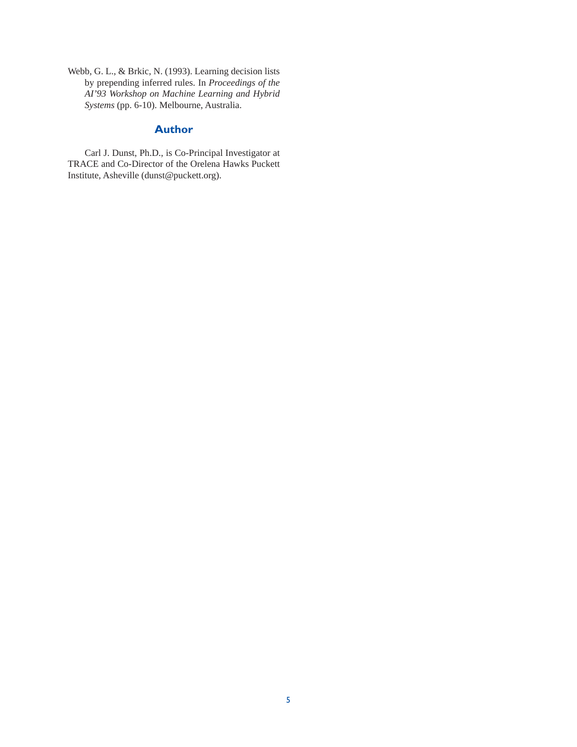Webb, G. L., & Brkic, N. (1993). Learning decision lists by prepending inferred rules. In *Proceedings of the AI'93 Workshop on Machine Learning and Hybrid Systems* (pp. 6-10). Melbourne, Australia.

## Author

Carl J. Dunst, Ph.D., is Co-Principal Investigator at TRACE and Co-Director of the Orelena Hawks Puckett Institute, Asheville (dunst@puckett.org).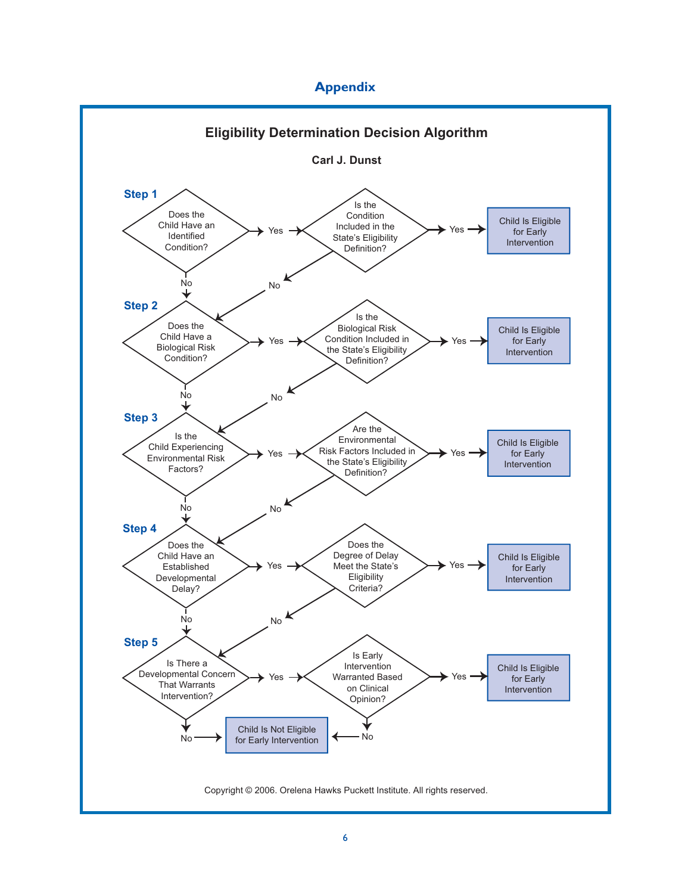# Appendix

## Eligibility Determination Decision Algorithm

**Carl J. Dunst**

**Step 1**

Does the Child Have an Identified Condition?
- Yes → Is the Condition Included in the State's Eligibility Definition?
  - Yes → Child Is Eligible for Early Intervention
  - No → Step 2
- No → Step 2

**Step 2**

Does the Child Have a Biological Risk Condition?
- Yes → Is the Biological Risk Condition Included in the State's Eligibility Definition?
  - Yes → Child Is Eligible for Early Intervention
  - No → Step 3
- No → Step 3

**Step 3**

Is the Child Experiencing Environmental Risk Factors?
- Yes → Are the Environmental Risk Factors Included in the State's Eligibility Definition?
  - Yes → Child Is Eligible for Early Intervention
  - No → Step 4
- No → Step 4

**Step 4**

Does the Child Have an Established Developmental Delay?
- Yes → Does the Degree of Delay Meet the State's Eligibility Criteria?
  - Yes → Child Is Eligible for Early Intervention
  - No → Step 5
- No → Step 5

**Step 5**

Is There a Developmental Concern That Warrants Intervention?
- Yes → Is Early Intervention Warranted Based on Clinical Opinion?
  - Yes → Child Is Eligible for Early Intervention
  - No → Child Is Not Eligible for Early Intervention
- No → Child Is Not Eligible for Early Intervention

Copyright © 2006. Orelena Hawks Puckett Institute. All rights reserved.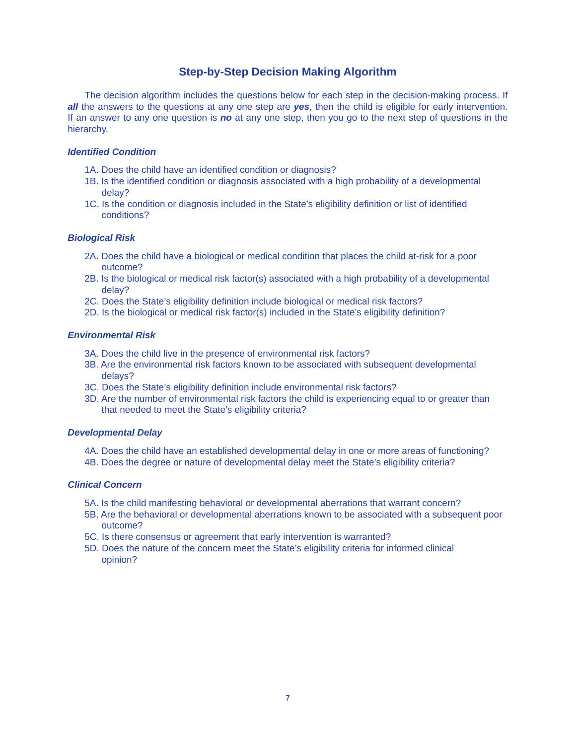## Step-by-Step Decision Making Algorithm

The decision algorithm includes the questions below for each step in the decision-making process. If ***all*** the answers to the questions at any one step are ***yes***, then the child is eligible for early intervention. If an answer to any one question is ***no*** at any one step, then you go to the next step of questions in the hierarchy.

### *Identified Condition*

1A. Does the child have an identified condition or diagnosis?
1B. Is the identified condition or diagnosis associated with a high probability of a developmental delay?
1C. Is the condition or diagnosis included in the State's eligibility definition or list of identified conditions?

### *Biological Risk*

2A. Does the child have a biological or medical condition that places the child at-risk for a poor outcome?
2B. Is the biological or medical risk factor(s) associated with a high probability of a developmental delay?
2C. Does the State's eligibility definition include biological or medical risk factors?
2D. Is the biological or medical risk factor(s) included in the State's eligibility definition?

### *Environmental Risk*

3A. Does the child live in the presence of environmental risk factors?
3B. Are the environmental risk factors known to be associated with subsequent developmental delays?
3C. Does the State's eligibility definition include environmental risk factors?
3D. Are the number of environmental risk factors the child is experiencing equal to or greater than that needed to meet the State's eligibility criteria?

### *Developmental Delay*

4A. Does the child have an established developmental delay in one or more areas of functioning?
4B. Does the degree or nature of developmental delay meet the State's eligibility criteria?

### *Clinical Concern*

5A. Is the child manifesting behavioral or developmental aberrations that warrant concern?
5B. Are the behavioral or developmental aberrations known to be associated with a subsequent poor outcome?
5C. Is there consensus or agreement that early intervention is warranted?
5D. Does the nature of the concern meet the State's eligibility criteria for informed clinical opinion?